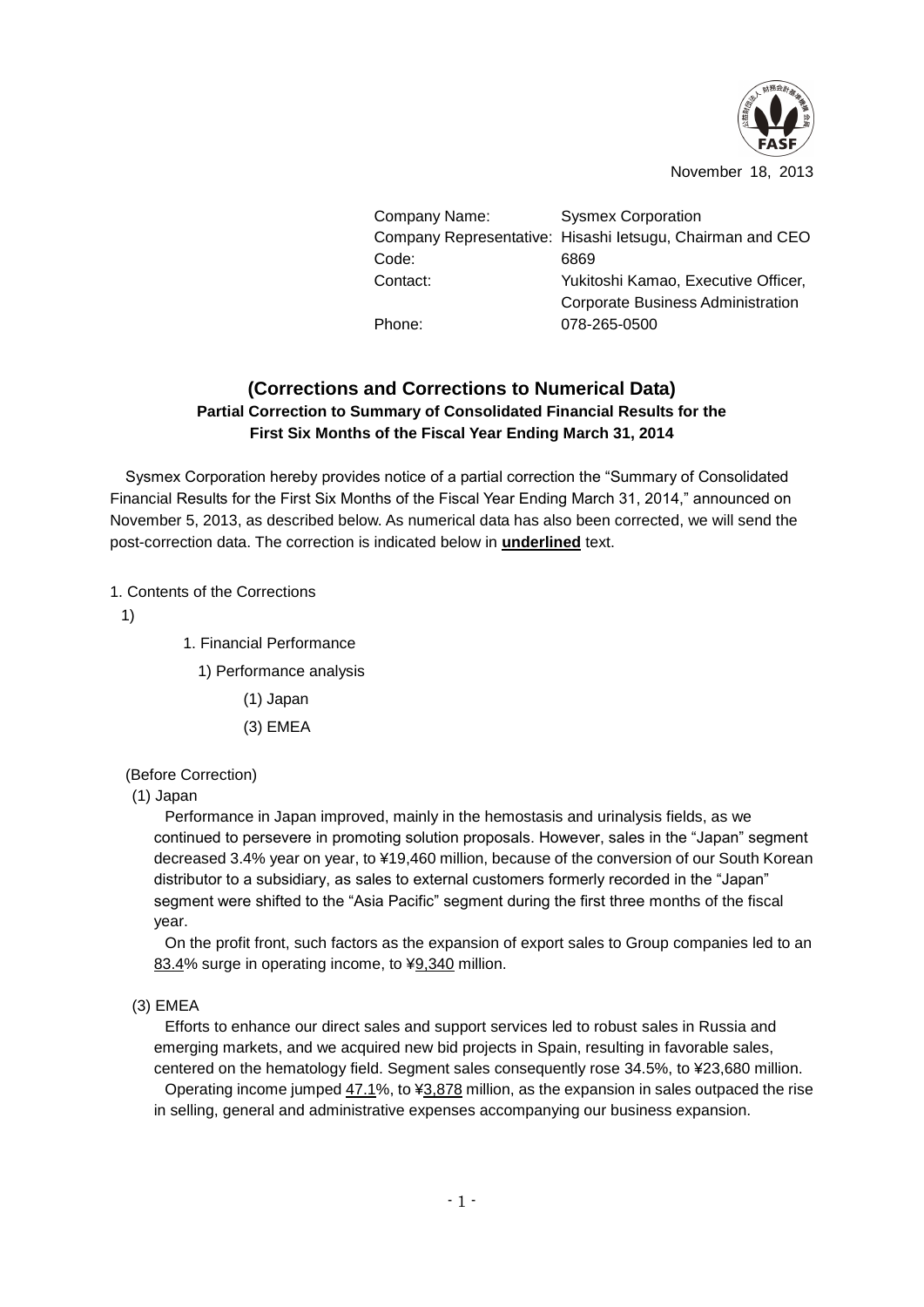November 18, 2013

| | |
|---|---|
| Company Name: | Sysmex Corporation |
| Company Representative: | Hisashi Ietsugu, Chairman and CEO |
| Code: | 6869 |
| Contact: | Yukitoshi Kamao, Executive Officer, Corporate Business Administration |
| Phone: | 078-265-0500 |

## (Corrections and Corrections to Numerical Data)

### Partial Correction to Summary of Consolidated Financial Results for the First Six Months of the Fiscal Year Ending March 31, 2014

Sysmex Corporation hereby provides notice of a partial correction the "Summary of Consolidated Financial Results for the First Six Months of the Fiscal Year Ending March 31, 2014," announced on November 5, 2013, as described below. As numerical data has also been corrected, we will send the post-correction data. The correction is indicated below in **underlined** text.

1. Contents of the Corrections

1)

1. Financial Performance

1) Performance analysis

(1) Japan

(3) EMEA

(Before Correction)

(1) Japan

Performance in Japan improved, mainly in the hemostasis and urinalysis fields, as we continued to persevere in promoting solution proposals. However, sales in the "Japan" segment decreased 3.4% year on year, to ¥19,460 million, because of the conversion of our South Korean distributor to a subsidiary, as sales to external customers formerly recorded in the "Japan" segment were shifted to the "Asia Pacific" segment during the first three months of the fiscal year.

On the profit front, such factors as the expansion of export sales to Group companies led to an <u>83.4</u>% surge in operating income, to ¥<u>9,340</u> million.

(3) EMEA

Efforts to enhance our direct sales and support services led to robust sales in Russia and emerging markets, and we acquired new bid projects in Spain, resulting in favorable sales, centered on the hematology field. Segment sales consequently rose 34.5%, to ¥23,680 million.

Operating income jumped <u>47.1</u>%, to ¥<u>3,878</u> million, as the expansion in sales outpaced the rise in selling, general and administrative expenses accompanying our business expansion.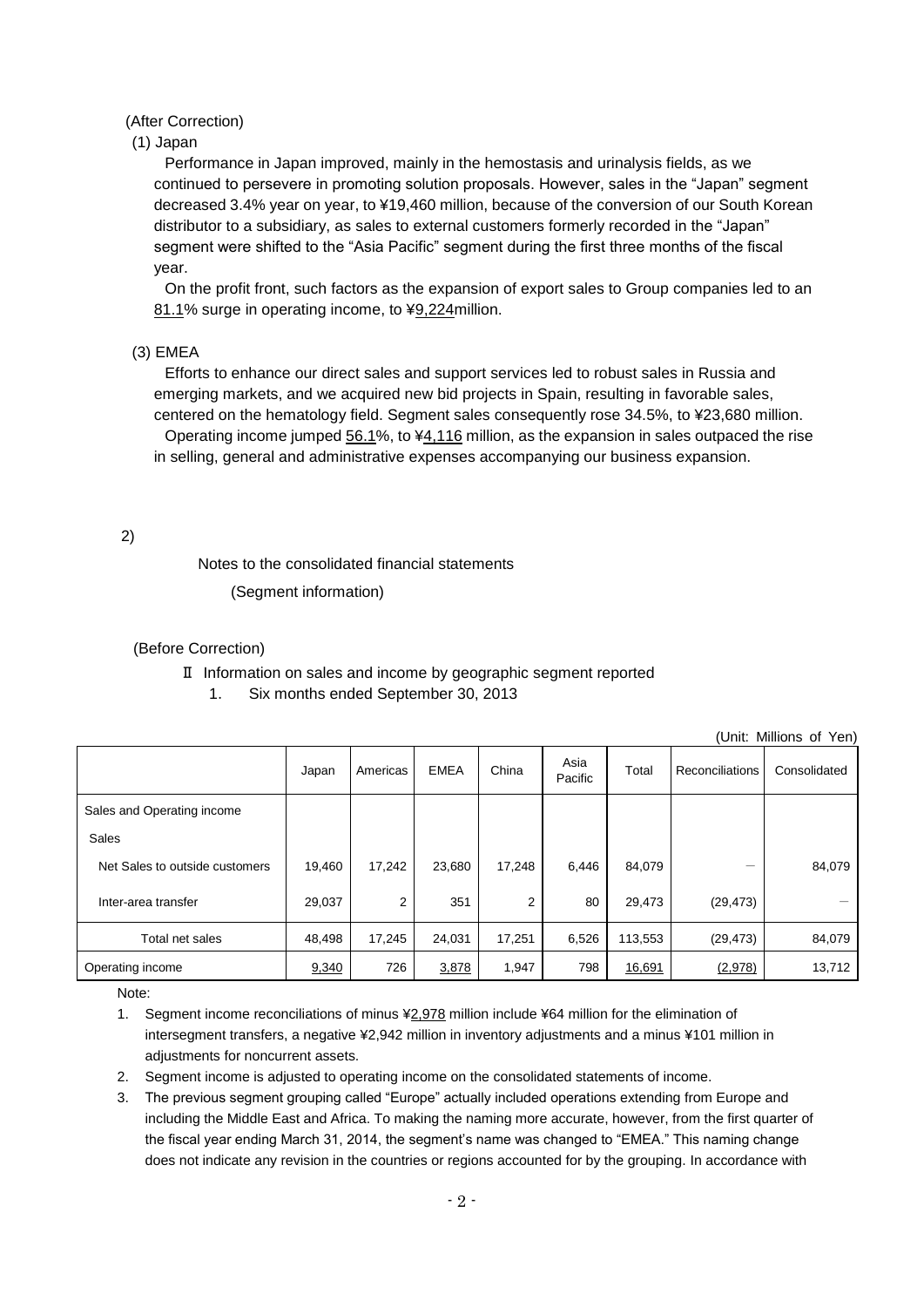(After Correction)

(1) Japan

Performance in Japan improved, mainly in the hemostasis and urinalysis fields, as we continued to persevere in promoting solution proposals. However, sales in the "Japan" segment decreased 3.4% year on year, to ¥19,460 million, because of the conversion of our South Korean distributor to a subsidiary, as sales to external customers formerly recorded in the "Japan" segment were shifted to the "Asia Pacific" segment during the first three months of the fiscal year.

On the profit front, such factors as the expansion of export sales to Group companies led to an 81.1% surge in operating income, to ¥9,224million.

(3) EMEA

Efforts to enhance our direct sales and support services led to robust sales in Russia and emerging markets, and we acquired new bid projects in Spain, resulting in favorable sales, centered on the hematology field. Segment sales consequently rose 34.5%, to ¥23,680 million.

Operating income jumped 56.1%, to ¥4,116 million, as the expansion in sales outpaced the rise in selling, general and administrative expenses accompanying our business expansion.

2)

Notes to the consolidated financial statements

(Segment information)

(Before Correction)

Ⅱ Information on sales and income by geographic segment reported

1. Six months ended September 30, 2013

(Unit: Millions of Yen)

| | Japan | Americas | EMEA | China | Asia Pacific | Total | Reconciliations | Consolidated |
|---|---|---|---|---|---|---|---|---|
| Sales and Operating income | | | | | | | | |
| Sales | | | | | | | | |
| Net Sales to outside customers | 19,460 | 17,242 | 23,680 | 17,248 | 6,446 | 84,079 | — | 84,079 |
| Inter-area transfer | 29,037 | 2 | 351 | 2 | 80 | 29,473 | (29,473) | — |
| Total net sales | 48,498 | 17,245 | 24,031 | 17,251 | 6,526 | 113,553 | (29,473) | 84,079 |
| Operating income | 9,340 | 726 | 3,878 | 1,947 | 798 | 16,691 | (2,978) | 13,712 |

Note:

1. Segment income reconciliations of minus ¥2,978 million include ¥64 million for the elimination of intersegment transfers, a negative ¥2,942 million in inventory adjustments and a minus ¥101 million in adjustments for noncurrent assets.
2. Segment income is adjusted to operating income on the consolidated statements of income.
3. The previous segment grouping called "Europe" actually included operations extending from Europe and including the Middle East and Africa. To making the naming more accurate, however, from the first quarter of the fiscal year ending March 31, 2014, the segment's name was changed to "EMEA." This naming change does not indicate any revision in the countries or regions accounted for by the grouping. In accordance with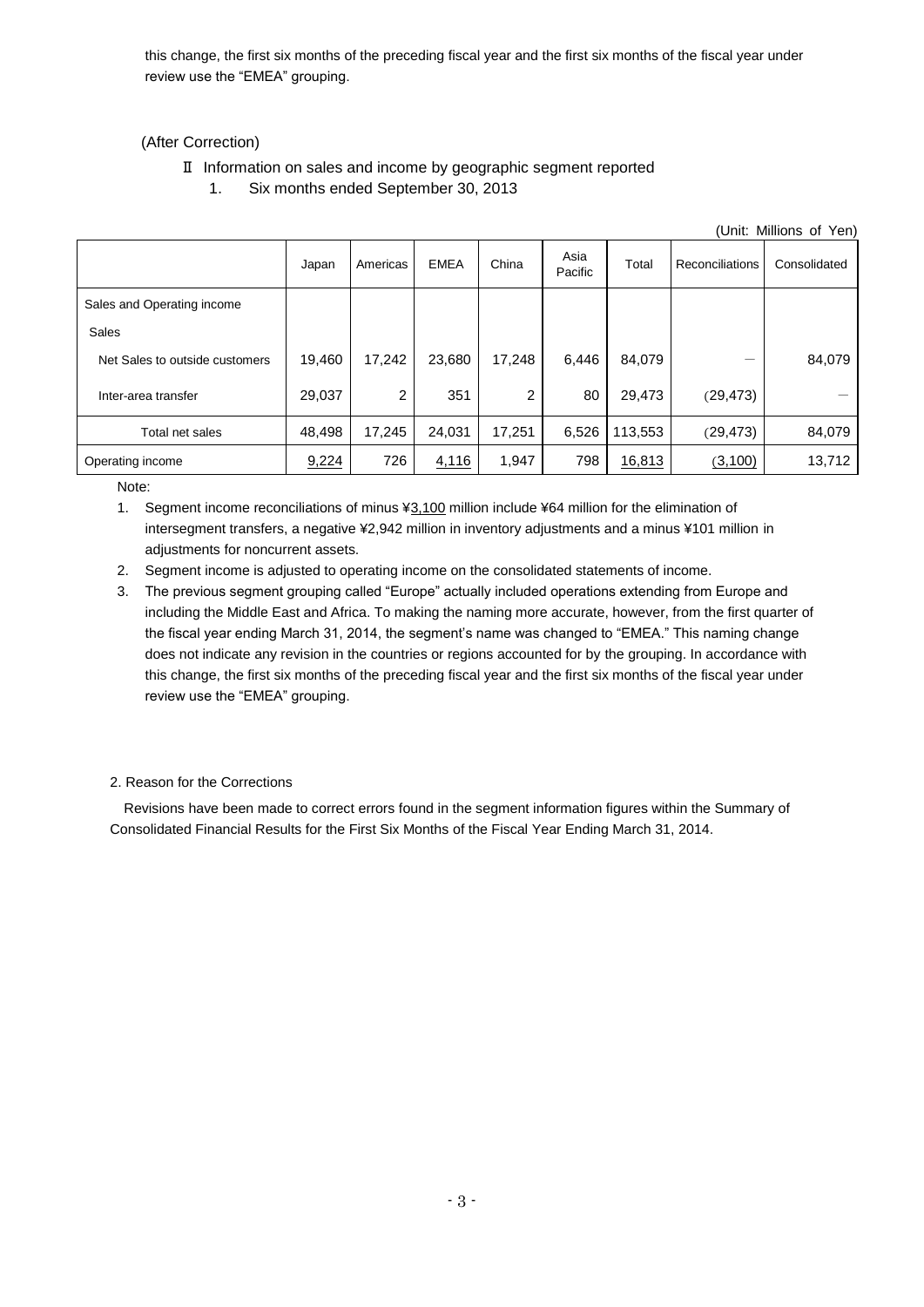this change, the first six months of the preceding fiscal year and the first six months of the fiscal year under review use the "EMEA" grouping.

(After Correction)

Ⅱ Information on sales and income by geographic segment reported

1. Six months ended September 30, 2013

(Unit: Millions of Yen)

| | Japan | Americas | EMEA | China | Asia Pacific | Total | Reconciliations | Consolidated |
|---|---|---|---|---|---|---|---|---|
| Sales and Operating income | | | | | | | | |
| Sales | | | | | | | | |
| Net Sales to outside customers | 19,460 | 17,242 | 23,680 | 17,248 | 6,446 | 84,079 | — | 84,079 |
| Inter-area transfer | 29,037 | 2 | 351 | 2 | 80 | 29,473 | (29,473) | — |
| Total net sales | 48,498 | 17,245 | 24,031 | 17,251 | 6,526 | 113,553 | (29,473) | 84,079 |
| Operating income | 9,224 | 726 | 4,116 | 1,947 | 798 | 16,813 | (3,100) | 13,712 |

Note:

1. Segment income reconciliations of minus ¥3,100 million include ¥64 million for the elimination of intersegment transfers, a negative ¥2,942 million in inventory adjustments and a minus ¥101 million in adjustments for noncurrent assets.
2. Segment income is adjusted to operating income on the consolidated statements of income.
3. The previous segment grouping called "Europe" actually included operations extending from Europe and including the Middle East and Africa. To making the naming more accurate, however, from the first quarter of the fiscal year ending March 31, 2014, the segment's name was changed to "EMEA." This naming change does not indicate any revision in the countries or regions accounted for by the grouping. In accordance with this change, the first six months of the preceding fiscal year and the first six months of the fiscal year under review use the "EMEA" grouping.

2. Reason for the Corrections

Revisions have been made to correct errors found in the segment information figures within the Summary of Consolidated Financial Results for the First Six Months of the Fiscal Year Ending March 31, 2014.